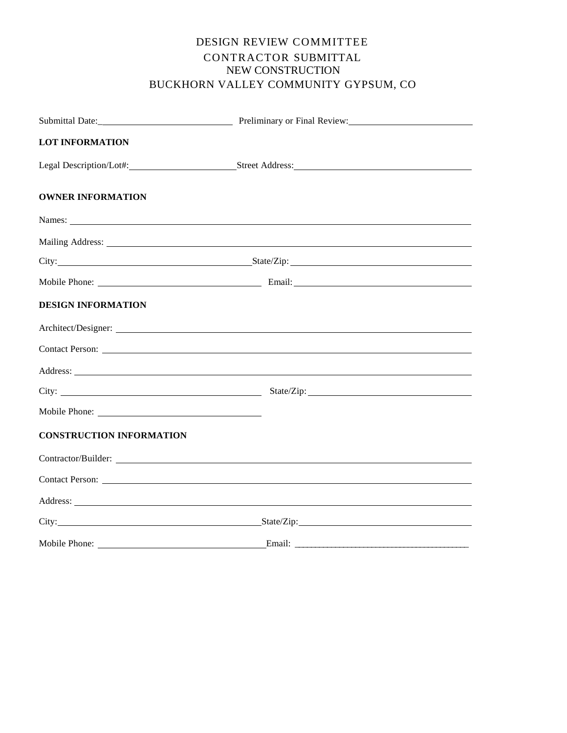# DESIGN REVIEW COMMITTEE
## CONTRACTOR SUBMITTAL
## NEW CONSTRUCTION
## BUCKHORN VALLEY COMMUNITY GYPSUM, CO

Submittal Date:____________________________ Preliminary or Final Review:___________________________

**LOT INFORMATION**

Legal Description/Lot#:________________________ Street Address:______________________________________

**OWNER INFORMATION**

Names: ___________________________________________________________________________________

Mailing Address: ____________________________________________________________________________

City:__________________________________________ State/Zip:_________________________________________

Mobile Phone: ____________________________________ Email:_____________________________________

**DESIGN INFORMATION**

Architect/Designer: __________________________________________________________________________

Contact Person: _____________________________________________________________________________

Address: ____________________________________________________________________________________

City: ___________________________________________ State/Zip: _____________________________________

Mobile Phone: ___________________________________

**CONSTRUCTION INFORMATION**

Contractor/Builder: __________________________________________________________________________

Contact Person: _____________________________________________________________________________

Address: ____________________________________________________________________________________

City:_____________________________________________ State/Zip:_______________________________________

Mobile Phone: _____________________________________ Email: _________________________________________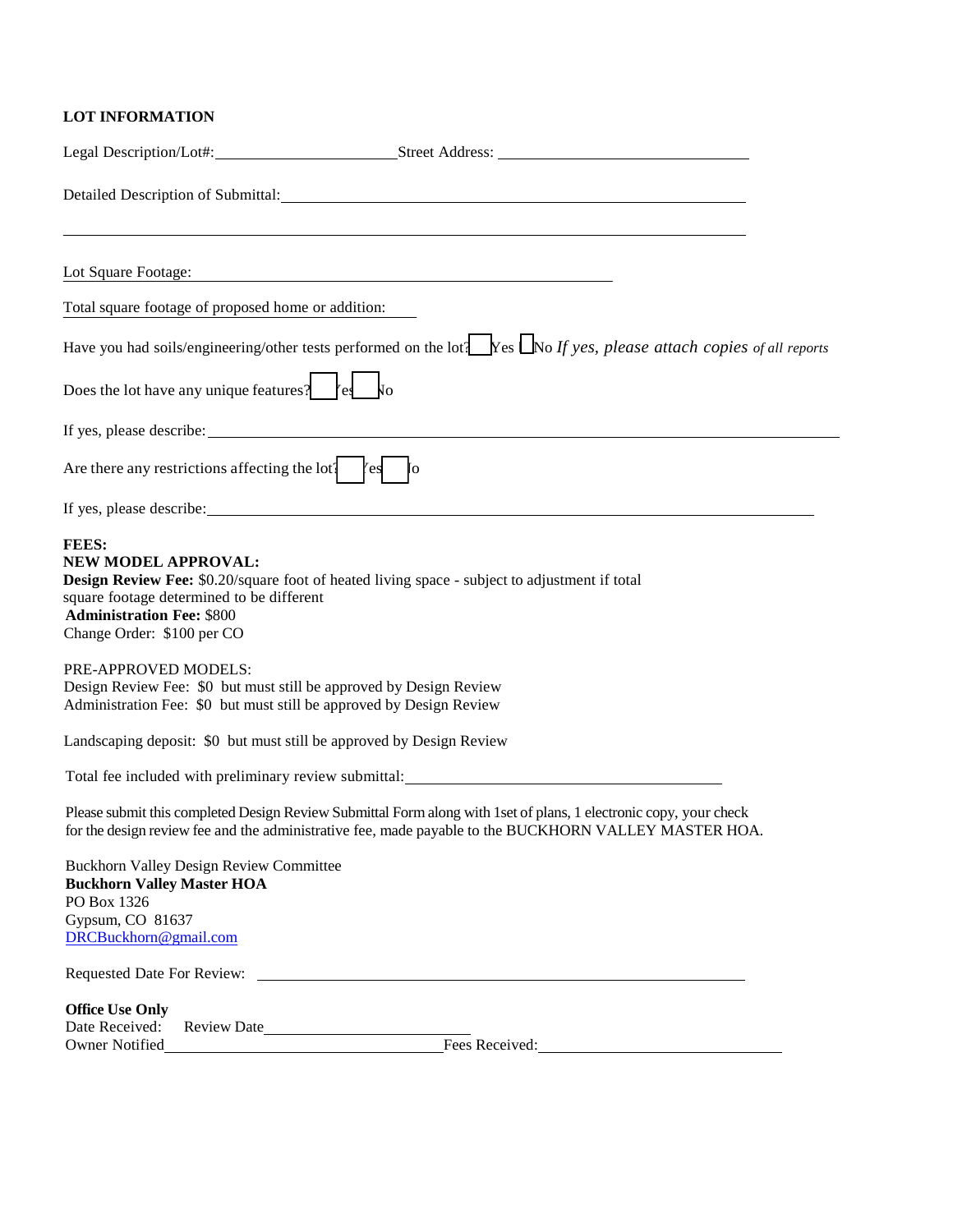**LOT INFORMATION**

Legal Description/Lot#: ______________________ Street Address: ______________________________

Detailed Description of Submittal: ________________________________________________________

__________________________________________________________________________________

Lot Square Footage: ____________________________________________________

Total square footage of proposed home or addition: ______

Have you had soils/engineering/other tests performed on the lot? ☐ Yes ☐ No *If yes, please attach copies of all reports*

Does the lot have any unique features? ☐ Yes ☐ No

If yes, please describe: __________________________________________________________________

Are there any restrictions affecting the lot? ☐ Yes ☐ No

If yes, please describe: ________________________________________________________________

**FEES:**
**NEW MODEL APPROVAL:**
**Design Review Fee:** $0.20/square foot of heated living space - subject to adjustment if total square footage determined to be different
**Administration Fee:** $800
Change Order: $100 per CO

PRE-APPROVED MODELS:
Design Review Fee: $0 but must still be approved by Design Review
Administration Fee: $0 but must still be approved by Design Review

Landscaping deposit: $0 but must still be approved by Design Review

Total fee included with preliminary review submittal: ______________________________________

Please submit this completed Design Review Submittal Form along with 1set of plans, 1 electronic copy, your check for the design review fee and the administrative fee, made payable to the BUCKHORN VALLEY MASTER HOA.

Buckhorn Valley Design Review Committee
**Buckhorn Valley Master HOA**
PO Box 1326
Gypsum, CO 81637
DRCBuckhorn@gmail.com

Requested Date For Review: ______________________________________________________

**Office Use Only**
Date Received: Review Date ________________________
Owner Notified ________________________________ Fees Received: ____________________________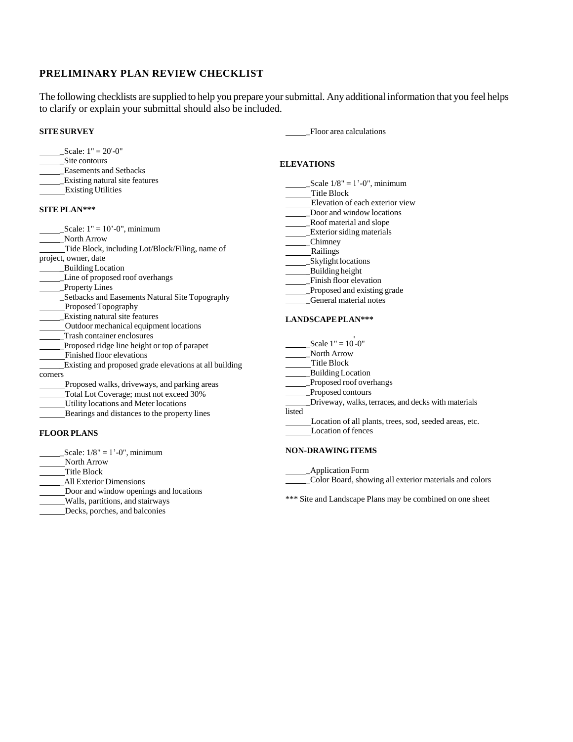## PRELIMINARY PLAN REVIEW CHECKLIST

The following checklists are supplied to help you prepare your submittal. Any additional information that you feel helps to clarify or explain your submittal should also be included.

### SITE SURVEY

- ______Scale: 1" = 20'-0"
- ______Site contours
- ______Easements and Setbacks
- ______Existing natural site features
- ______Existing Utilities

### SITE PLAN***

- ______Scale: 1" = 10'-0", minimum
- ______North Arrow
- ______Tide Block, including Lot/Block/Filing, name of project, owner, date
- ______Building Location
- ______Line of proposed roof overhangs
- ______Property Lines
- ______Setbacks and Easements Natural Site Topography
- ______Proposed Topography
- ______Existing natural site features
- ______Outdoor mechanical equipment locations
- ______Trash container enclosures
- ______Proposed ridge line height or top of parapet
- ______Finished floor elevations
- ______Existing and proposed grade elevations at all building corners
- ______Proposed walks, driveways, and parking areas
- ______Total Lot Coverage; must not exceed 30%
- ______Utility locations and Meter locations
- ______Bearings and distances to the property lines

### FLOOR PLANS

- ______Scale: 1/8" = 1'-0", minimum
- ______North Arrow
- ______Title Block
- ______All Exterior Dimensions
- ______Door and window openings and locations
- ______Walls, partitions, and stairways
- ______Decks, porches, and balconies
- ______Floor area calculations

### ELEVATIONS

- ______Scale 1/8" = 1'-0", minimum
- ______Title Block
- ______Elevation of each exterior view
- ______Door and window locations
- ______Roof material and slope
- ______Exterior siding materials
- ______Chimney
- ______Railings
- ______Skylight locations
- ______Building height
- ______Finish floor elevation
- ______Proposed and existing grade
- ______General material notes

### LANDSCAPE PLAN***

- ______Scale 1" = 10'-0"
- ______North Arrow
- ______Title Block
- ______Building Location
- ______Proposed roof overhangs
- ______Proposed contours
- ______Driveway, walks, terraces, and decks with materials listed
- ______Location of all plants, trees, sod, seeded areas, etc.
- ______Location of fences

### NON-DRAWING ITEMS

- ______Application Form
- ______Color Board, showing all exterior materials and colors

*** Site and Landscape Plans may be combined on one sheet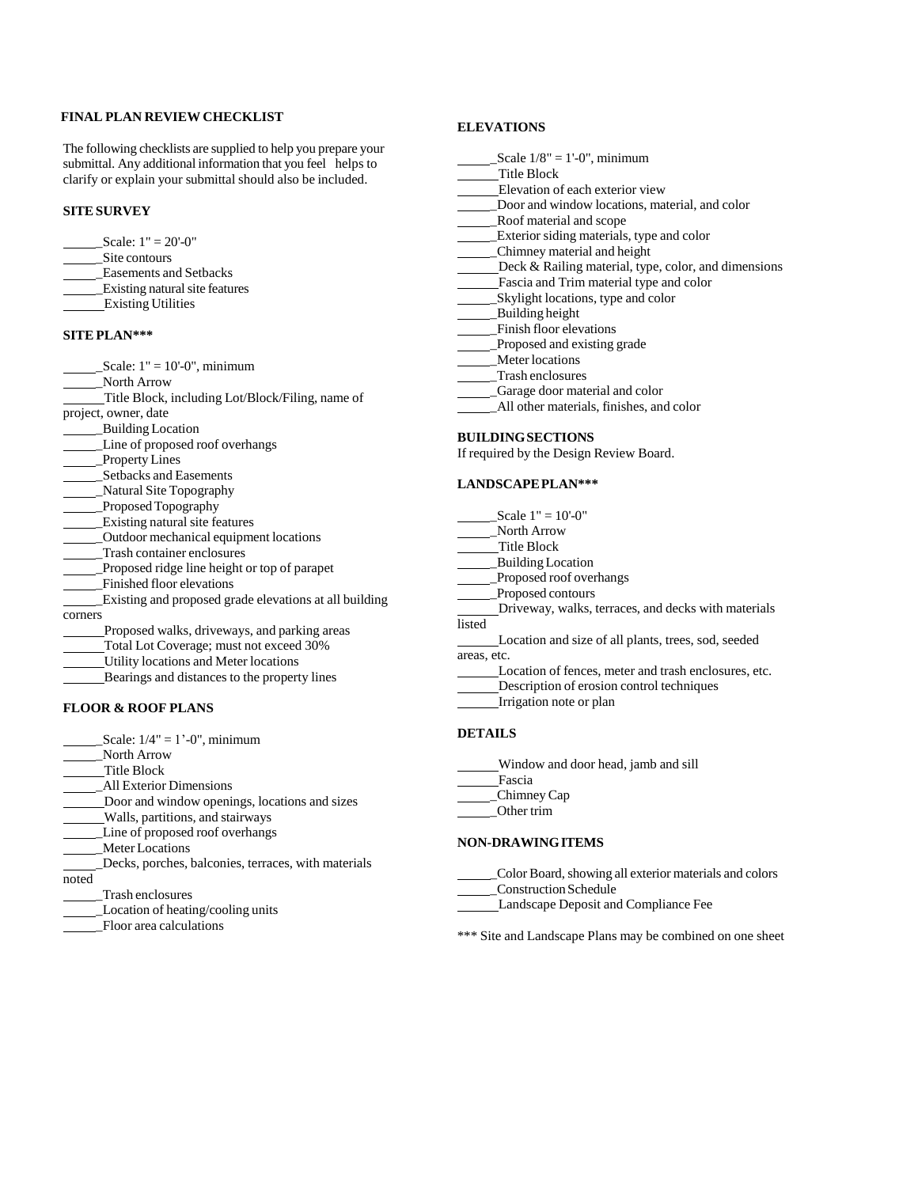## FINAL PLAN REVIEW CHECKLIST

The following checklists are supplied to help you prepare your submittal. Any additional information that you feel helps to clarify or explain your submittal should also be included.

### SITE SURVEY

______Scale: 1" = 20'-0"
______Site contours
______Easements and Setbacks
______Existing natural site features
______Existing Utilities

### SITE PLAN***

______Scale: 1" = 10'-0", minimum
______North Arrow
______Title Block, including Lot/Block/Filing, name of project, owner, date
______Building Location
______Line of proposed roof overhangs
______Property Lines
______Setbacks and Easements
______Natural Site Topography
______Proposed Topography
______Existing natural site features
______Outdoor mechanical equipment locations
______Trash container enclosures
______Proposed ridge line height or top of parapet
______Finished floor elevations
______Existing and proposed grade elevations at all building corners
______Proposed walks, driveways, and parking areas
______Total Lot Coverage; must not exceed 30%
______Utility locations and Meter locations
______Bearings and distances to the property lines

### FLOOR & ROOF PLANS

______Scale: 1/4" = 1'-0", minimum
______North Arrow
______Title Block
______All Exterior Dimensions
______Door and window openings, locations and sizes
______Walls, partitions, and stairways
______Line of proposed roof overhangs
______Meter Locations
______Decks, porches, balconies, terraces, with materials noted
______Trash enclosures
______Location of heating/cooling units
______Floor area calculations

### ELEVATIONS

______Scale 1/8" = 1'-0", minimum
______Title Block
______Elevation of each exterior view
______Door and window locations, material, and color
______Roof material and scope
______Exterior siding materials, type and color
______Chimney material and height
______Deck & Railing material, type, color, and dimensions
______Fascia and Trim material type and color
______Skylight locations, type and color
______Building height
______Finish floor elevations
______Proposed and existing grade
______Meter locations
______Trash enclosures
______Garage door material and color
______All other materials, finishes, and color

### BUILDING SECTIONS

If required by the Design Review Board.

### LANDSCAPE PLAN***

______Scale 1" = 10'-0"
______North Arrow
______Title Block
______Building Location
______Proposed roof overhangs
______Proposed contours
______Driveway, walks, terraces, and decks with materials listed
______Location and size of all plants, trees, sod, seeded areas, etc.
______Location of fences, meter and trash enclosures, etc.
______Description of erosion control techniques
______Irrigation note or plan

### DETAILS

______Window and door head, jamb and sill
______Fascia
______Chimney Cap
______Other trim

### NON-DRAWING ITEMS

______Color Board, showing all exterior materials and colors
______Construction Schedule
______Landscape Deposit and Compliance Fee

*** Site and Landscape Plans may be combined on one sheet